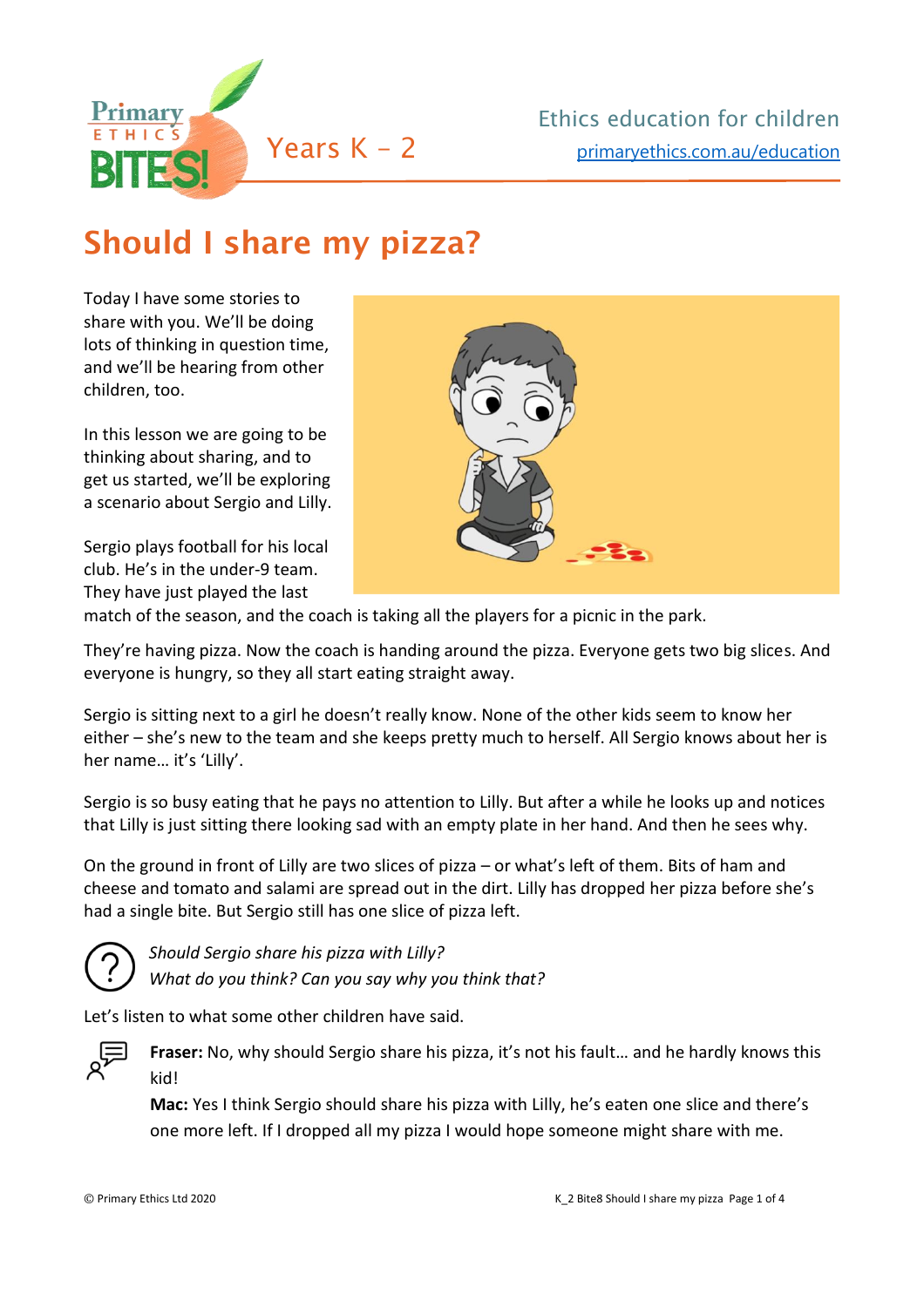# Should I share my pizza?

Today I have some stories to share with you. We'll be doing lots of thinking in question time, and we'll be hearing from other children, too.

In this lesson we are going to be thinking about sharing, and to get us started, we'll be exploring a scenario about Sergio and Lilly.

Sergio plays football for his local club. He's in the under-9 team. They have just played the last match of the season, and the coach is taking all the players for a picnic in the park.

They're having pizza. Now the coach is handing around the pizza. Everyone gets two big slices. And everyone is hungry, so they all start eating straight away.

Sergio is sitting next to a girl he doesn't really know. None of the other kids seem to know her either – she's new to the team and she keeps pretty much to herself. All Sergio knows about her is her name… it's 'Lilly'.

Sergio is so busy eating that he pays no attention to Lilly. But after a while he looks up and notices that Lilly is just sitting there looking sad with an empty plate in her hand. And then he sees why.

On the ground in front of Lilly are two slices of pizza – or what's left of them. Bits of ham and cheese and tomato and salami are spread out in the dirt. Lilly has dropped her pizza before she's had a single bite. But Sergio still has one slice of pizza left.

*Should Sergio share his pizza with Lilly?*
*What do you think? Can you say why you think that?*

Let's listen to what some other children have said.

**Fraser:** No, why should Sergio share his pizza, it's not his fault… and he hardly knows this kid!

**Mac:** Yes I think Sergio should share his pizza with Lilly, he's eaten one slice and there's one more left. If I dropped all my pizza I would hope someone might share with me.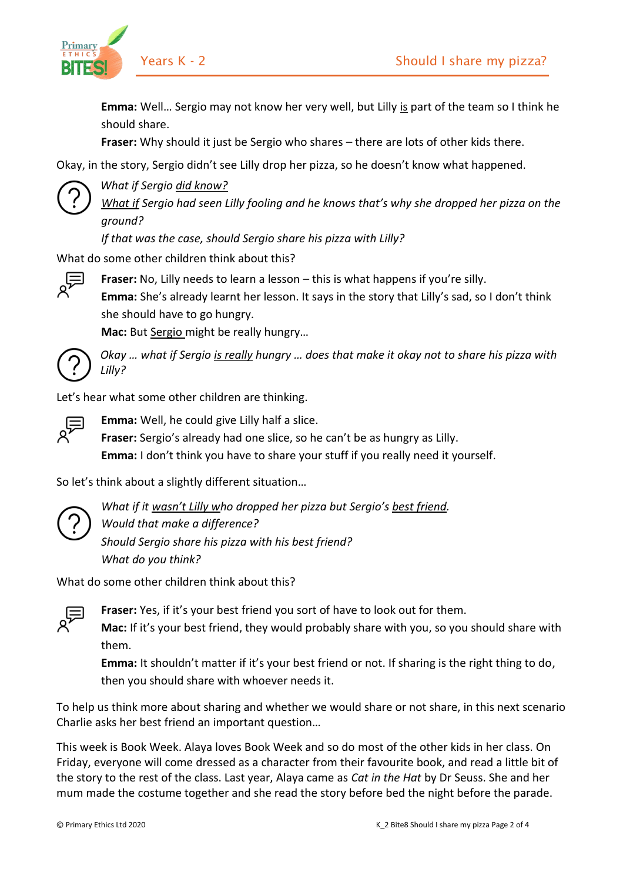**Emma:** Well… Sergio may not know her very well, but Lilly is part of the team so I think he should share.

**Fraser:** Why should it just be Sergio who shares – there are lots of other kids there.

Okay, in the story, Sergio didn't see Lilly drop her pizza, so he doesn't know what happened.

*What if Sergio did know?*

*What if Sergio had seen Lilly fooling and he knows that's why she dropped her pizza on the ground?*

*If that was the case, should Sergio share his pizza with Lilly?*

What do some other children think about this?

**Fraser:** No, Lilly needs to learn a lesson – this is what happens if you're silly.

**Emma:** She's already learnt her lesson. It says in the story that Lilly's sad, so I don't think she should have to go hungry.

**Mac:** But Sergio might be really hungry…

*Okay … what if Sergio is really hungry … does that make it okay not to share his pizza with Lilly?*

Let's hear what some other children are thinking.

**Emma:** Well, he could give Lilly half a slice.

**Fraser:** Sergio's already had one slice, so he can't be as hungry as Lilly.

**Emma:** I don't think you have to share your stuff if you really need it yourself.

So let's think about a slightly different situation…

*What if it wasn't Lilly who dropped her pizza but Sergio's best friend.*

*Would that make a difference?*

*Should Sergio share his pizza with his best friend?*

*What do you think?*

What do some other children think about this?

**Fraser:** Yes, if it's your best friend you sort of have to look out for them.

**Mac:** If it's your best friend, they would probably share with you, so you should share with them.

**Emma:** It shouldn't matter if it's your best friend or not. If sharing is the right thing to do, then you should share with whoever needs it.

To help us think more about sharing and whether we would share or not share, in this next scenario Charlie asks her best friend an important question…

This week is Book Week. Alaya loves Book Week and so do most of the other kids in her class. On Friday, everyone will come dressed as a character from their favourite book, and read a little bit of the story to the rest of the class. Last year, Alaya came as *Cat in the Hat* by Dr Seuss. She and her mum made the costume together and she read the story before bed the night before the parade.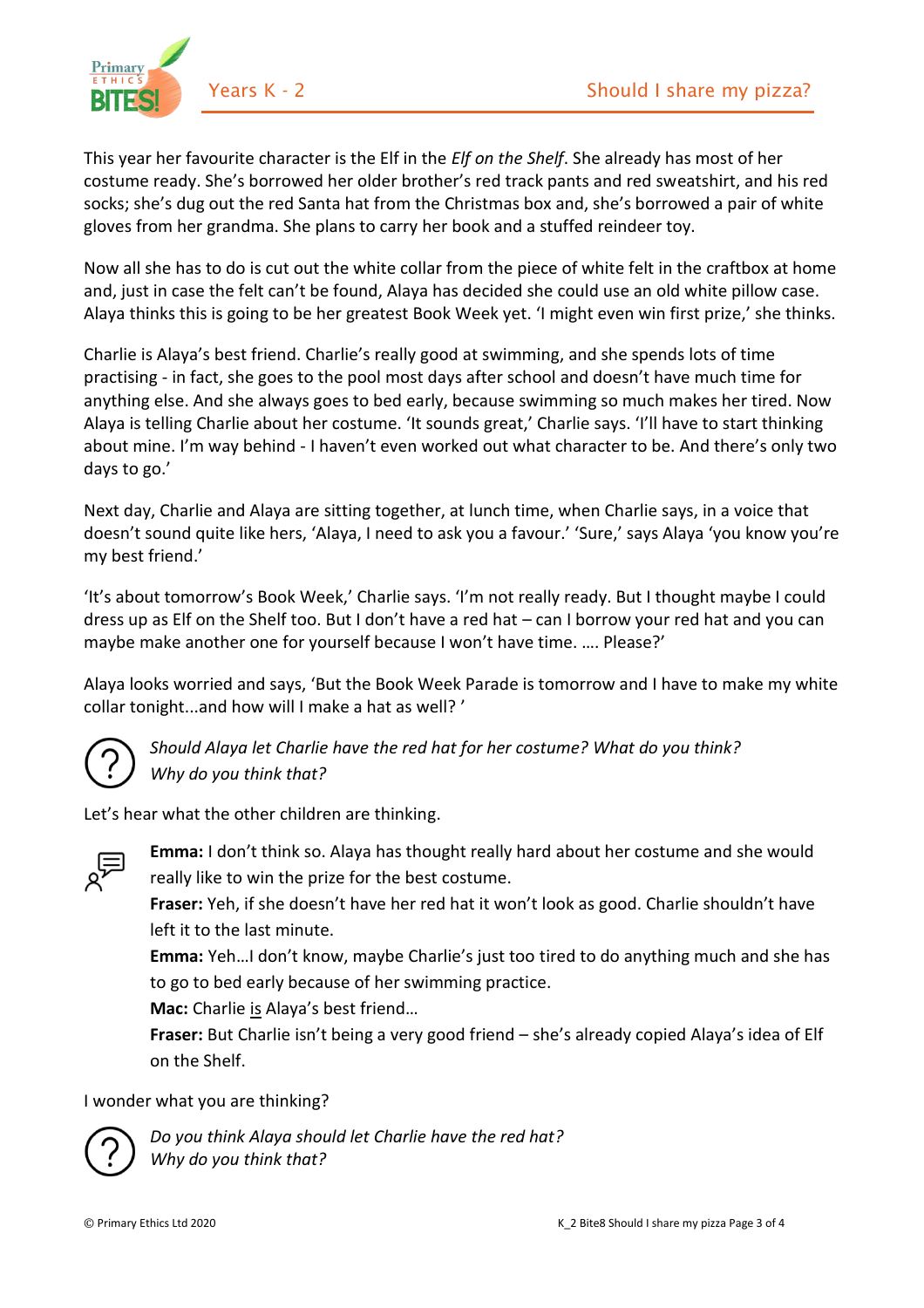This year her favourite character is the Elf in the *Elf on the Shelf*. She already has most of her costume ready. She's borrowed her older brother's red track pants and red sweatshirt, and his red socks; she's dug out the red Santa hat from the Christmas box and, she's borrowed a pair of white gloves from her grandma. She plans to carry her book and a stuffed reindeer toy.

Now all she has to do is cut out the white collar from the piece of white felt in the craftbox at home and, just in case the felt can't be found, Alaya has decided she could use an old white pillow case. Alaya thinks this is going to be her greatest Book Week yet. 'I might even win first prize,' she thinks.

Charlie is Alaya's best friend. Charlie's really good at swimming, and she spends lots of time practising - in fact, she goes to the pool most days after school and doesn't have much time for anything else. And she always goes to bed early, because swimming so much makes her tired. Now Alaya is telling Charlie about her costume. 'It sounds great,' Charlie says. 'I'll have to start thinking about mine. I'm way behind - I haven't even worked out what character to be. And there's only two days to go.'

Next day, Charlie and Alaya are sitting together, at lunch time, when Charlie says, in a voice that doesn't sound quite like hers, 'Alaya, I need to ask you a favour.' 'Sure,' says Alaya 'you know you're my best friend.'

'It's about tomorrow's Book Week,' Charlie says. 'I'm not really ready. But I thought maybe I could dress up as Elf on the Shelf too. But I don't have a red hat – can I borrow your red hat and you can maybe make another one for yourself because I won't have time. …. Please?'

Alaya looks worried and says, 'But the Book Week Parade is tomorrow and I have to make my white collar tonight...and how will I make a hat as well? '

*Should Alaya let Charlie have the red hat for her costume? What do you think?*
*Why do you think that?*

Let's hear what the other children are thinking.

**Emma:** I don't think so. Alaya has thought really hard about her costume and she would really like to win the prize for the best costume.
**Fraser:** Yeh, if she doesn't have her red hat it won't look as good. Charlie shouldn't have left it to the last minute.
**Emma:** Yeh…I don't know, maybe Charlie's just too tired to do anything much and she has to go to bed early because of her swimming practice.
**Mac:** Charlie is Alaya's best friend…
**Fraser:** But Charlie isn't being a very good friend – she's already copied Alaya's idea of Elf on the Shelf.

I wonder what you are thinking?

*Do you think Alaya should let Charlie have the red hat?*
*Why do you think that?*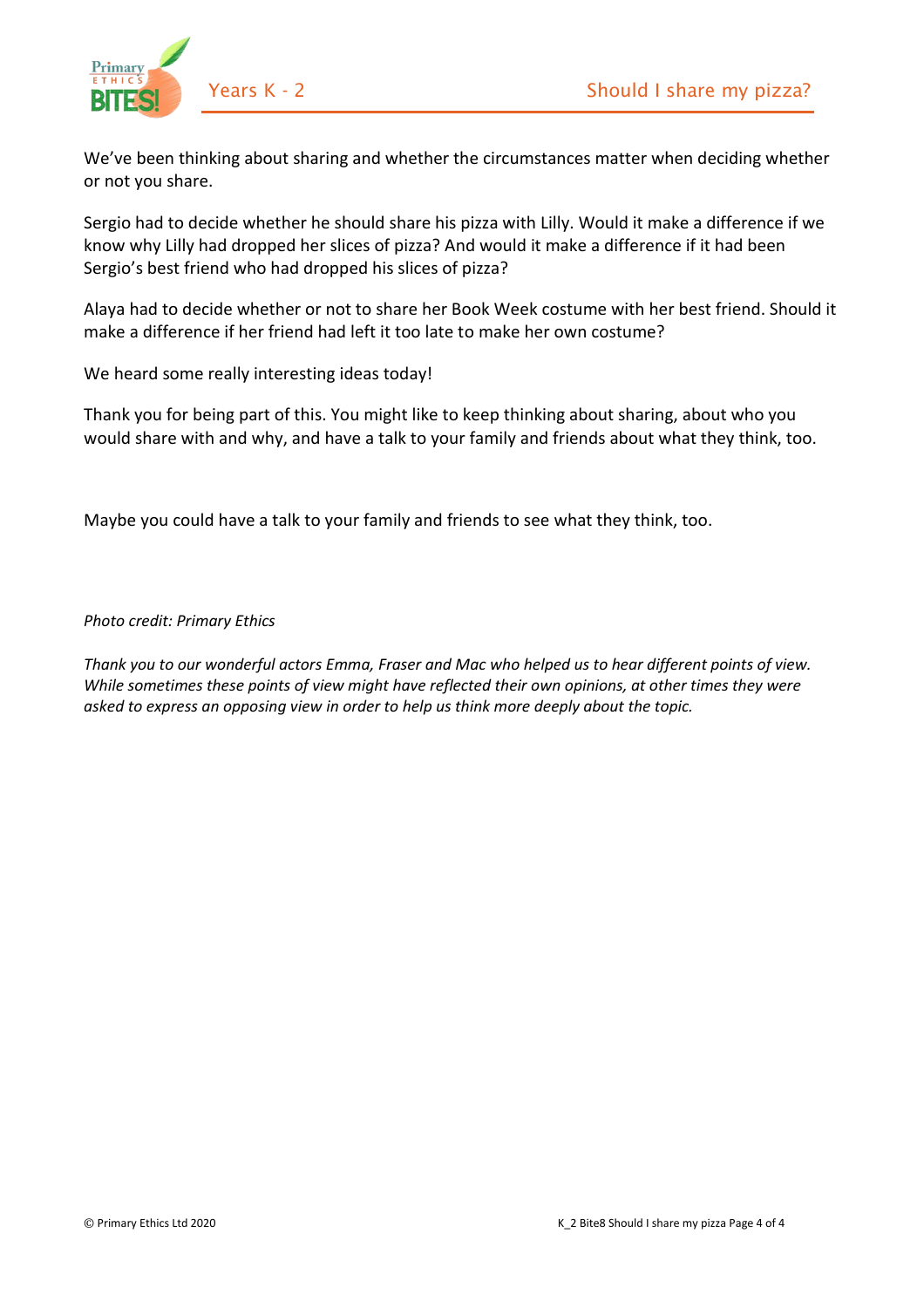We've been thinking about sharing and whether the circumstances matter when deciding whether or not you share.

Sergio had to decide whether he should share his pizza with Lilly. Would it make a difference if we know why Lilly had dropped her slices of pizza? And would it make a difference if it had been Sergio's best friend who had dropped his slices of pizza?

Alaya had to decide whether or not to share her Book Week costume with her best friend. Should it make a difference if her friend had left it too late to make her own costume?

We heard some really interesting ideas today!

Thank you for being part of this. You might like to keep thinking about sharing, about who you would share with and why, and have a talk to your family and friends about what they think, too.

Maybe you could have a talk to your family and friends to see what they think, too.

*Photo credit: Primary Ethics*

*Thank you to our wonderful actors Emma, Fraser and Mac who helped us to hear different points of view. While sometimes these points of view might have reflected their own opinions, at other times they were asked to express an opposing view in order to help us think more deeply about the topic.*

© Primary Ethics Ltd 2020